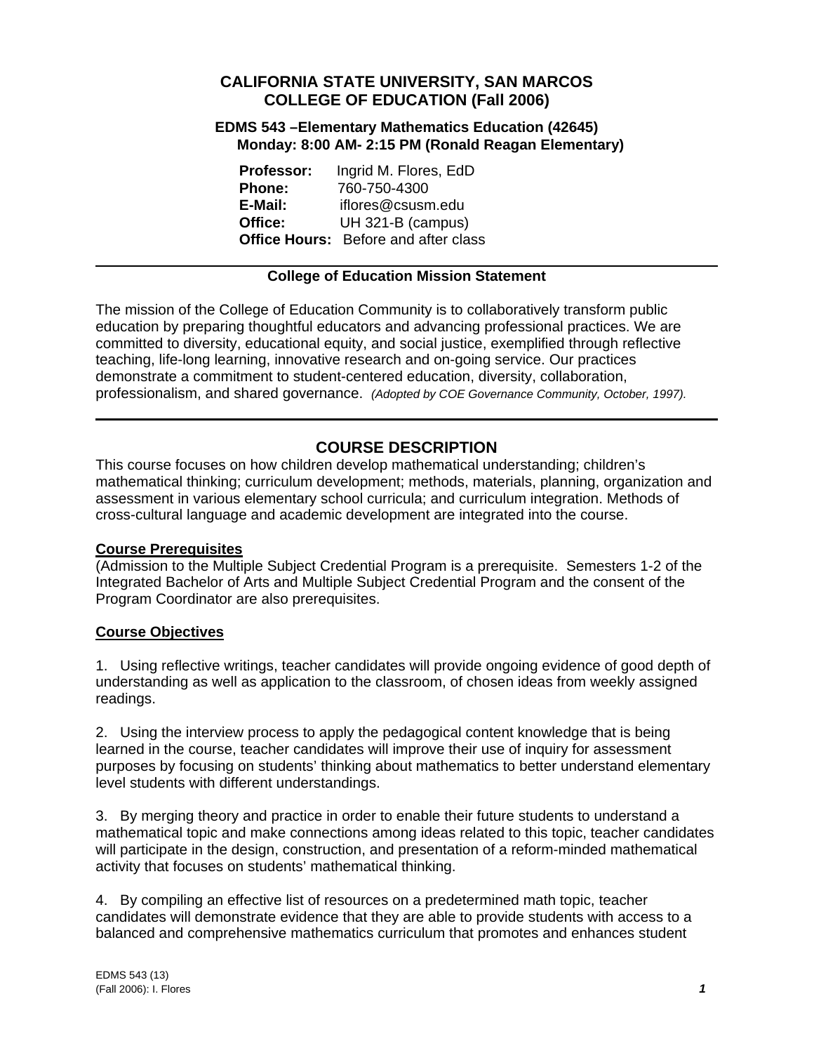# CALIFORNIA STATE UNIVERSITY, SAN MARCOS
# COLLEGE OF EDUCATION (Fall 2006)

### EDMS 543 –Elementary Mathematics Education (42645)
### Monday: 8:00 AM- 2:15 PM (Ronald Reagan Elementary)

**Professor:** Ingrid M. Flores, EdD
**Phone:** 760-750-4300
**E-Mail:** iflores@csusm.edu
**Office:** UH 321-B (campus)
**Office Hours:** Before and after class

---

**College of Education Mission Statement**

The mission of the College of Education Community is to collaboratively transform public education by preparing thoughtful educators and advancing professional practices. We are committed to diversity, educational equity, and social justice, exemplified through reflective teaching, life-long learning, innovative research and on-going service. Our practices demonstrate a commitment to student-centered education, diversity, collaboration, professionalism, and shared governance. *(Adopted by COE Governance Community, October, 1997).*

---

## COURSE DESCRIPTION

This course focuses on how children develop mathematical understanding; children's mathematical thinking; curriculum development; methods, materials, planning, organization and assessment in various elementary school curricula; and curriculum integration. Methods of cross-cultural language and academic development are integrated into the course.

**Course Prerequisites**

(Admission to the Multiple Subject Credential Program is a prerequisite. Semesters 1-2 of the Integrated Bachelor of Arts and Multiple Subject Credential Program and the consent of the Program Coordinator are also prerequisites.

**Course Objectives**

1. Using reflective writings, teacher candidates will provide ongoing evidence of good depth of understanding as well as application to the classroom, of chosen ideas from weekly assigned readings.

2. Using the interview process to apply the pedagogical content knowledge that is being learned in the course, teacher candidates will improve their use of inquiry for assessment purposes by focusing on students' thinking about mathematics to better understand elementary level students with different understandings.

3. By merging theory and practice in order to enable their future students to understand a mathematical topic and make connections among ideas related to this topic, teacher candidates will participate in the design, construction, and presentation of a reform-minded mathematical activity that focuses on students' mathematical thinking.

4. By compiling an effective list of resources on a predetermined math topic, teacher candidates will demonstrate evidence that they are able to provide students with access to a balanced and comprehensive mathematics curriculum that promotes and enhances student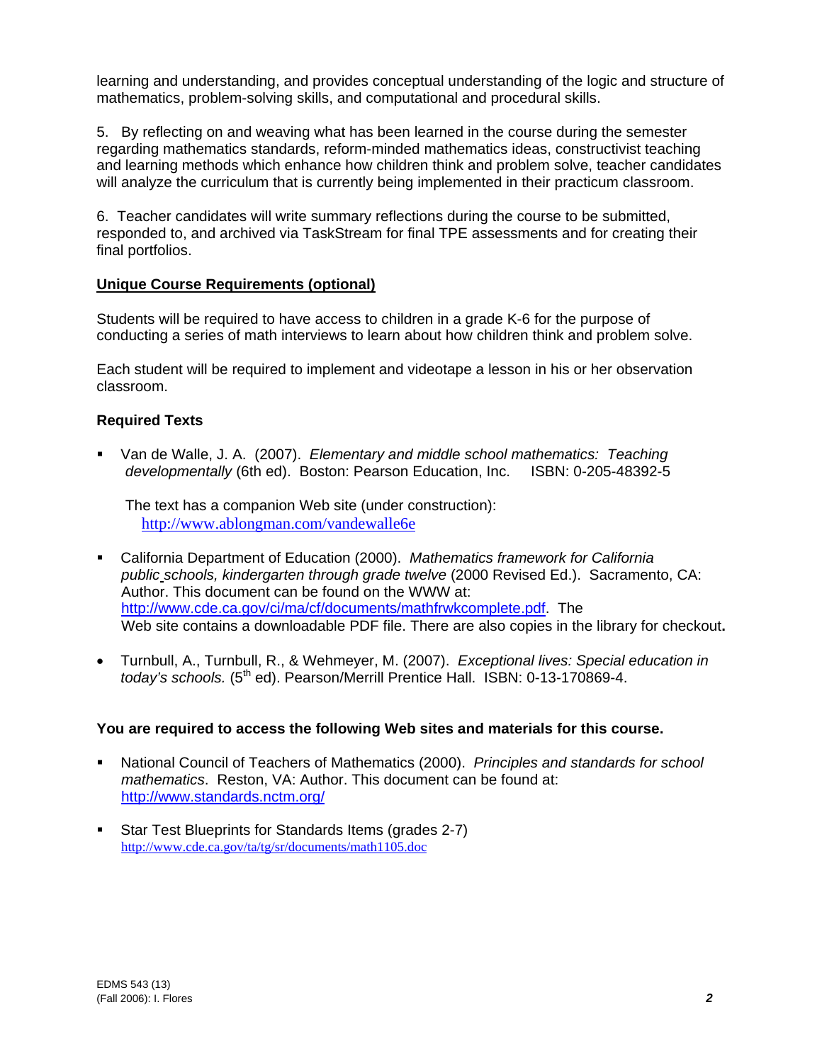learning and understanding, and provides conceptual understanding of the logic and structure of mathematics, problem-solving skills, and computational and procedural skills.

5. By reflecting on and weaving what has been learned in the course during the semester regarding mathematics standards, reform-minded mathematics ideas, constructivist teaching and learning methods which enhance how children think and problem solve, teacher candidates will analyze the curriculum that is currently being implemented in their practicum classroom.

6. Teacher candidates will write summary reflections during the course to be submitted, responded to, and archived via TaskStream for final TPE assessments and for creating their final portfolios.

## Unique Course Requirements (optional)

Students will be required to have access to children in a grade K-6 for the purpose of conducting a series of math interviews to learn about how children think and problem solve.

Each student will be required to implement and videotape a lesson in his or her observation classroom.

### Required Texts

- Van de Walle, J. A. (2007). *Elementary and middle school mathematics: Teaching developmentally* (6th ed). Boston: Pearson Education, Inc. ISBN: 0-205-48392-5

  The text has a companion Web site (under construction): http://www.ablongman.com/vandewalle6e

- California Department of Education (2000). *Mathematics framework for California public schools, kindergarten through grade twelve* (2000 Revised Ed.). Sacramento, CA: Author. This document can be found on the WWW at: http://www.cde.ca.gov/ci/ma/cf/documents/mathfrwkcomplete.pdf. The Web site contains a downloadable PDF file. There are also copies in the library for checkout**.**

- Turnbull, A., Turnbull, R., & Wehmeyer, M. (2007). *Exceptional lives: Special education in today's schools.* (5th ed). Pearson/Merrill Prentice Hall. ISBN: 0-13-170869-4.

**You are required to access the following Web sites and materials for this course.**

- National Council of Teachers of Mathematics (2000). *Principles and standards for school mathematics*. Reston, VA: Author. This document can be found at: http://www.standards.nctm.org/

- Star Test Blueprints for Standards Items (grades 2-7) http://www.cde.ca.gov/ta/tg/sr/documents/math1105.doc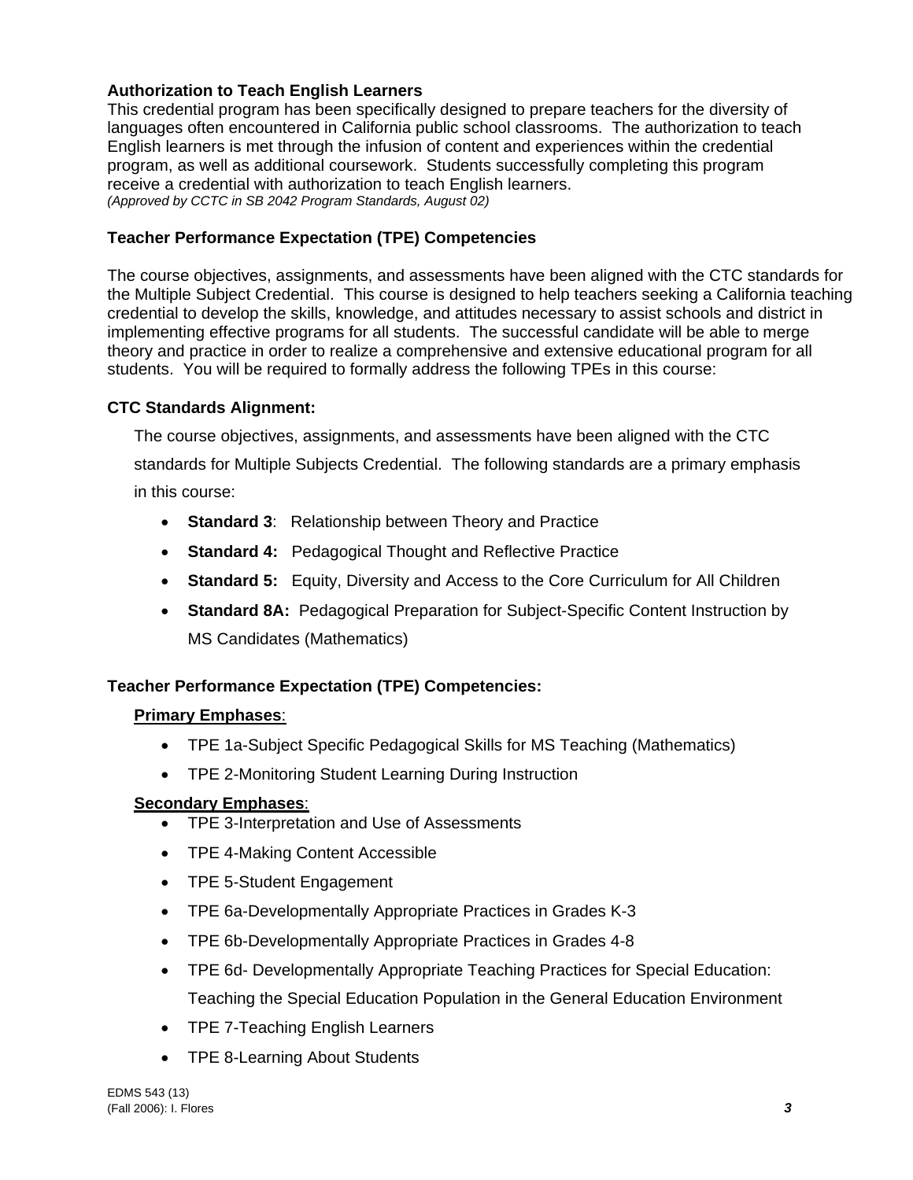### Authorization to Teach English Learners

This credential program has been specifically designed to prepare teachers for the diversity of languages often encountered in California public school classrooms. The authorization to teach English learners is met through the infusion of content and experiences within the credential program, as well as additional coursework. Students successfully completing this program receive a credential with authorization to teach English learners.
*(Approved by CCTC in SB 2042 Program Standards, August 02)*

### Teacher Performance Expectation (TPE) Competencies

The course objectives, assignments, and assessments have been aligned with the CTC standards for the Multiple Subject Credential. This course is designed to help teachers seeking a California teaching credential to develop the skills, knowledge, and attitudes necessary to assist schools and district in implementing effective programs for all students. The successful candidate will be able to merge theory and practice in order to realize a comprehensive and extensive educational program for all students. You will be required to formally address the following TPEs in this course:

### CTC Standards Alignment:

The course objectives, assignments, and assessments have been aligned with the CTC standards for Multiple Subjects Credential. The following standards are a primary emphasis in this course:

- **Standard 3**: Relationship between Theory and Practice
- **Standard 4:** Pedagogical Thought and Reflective Practice
- **Standard 5:** Equity, Diversity and Access to the Core Curriculum for All Children
- **Standard 8A:** Pedagogical Preparation for Subject-Specific Content Instruction by MS Candidates (Mathematics)

### Teacher Performance Expectation (TPE) Competencies:

**Primary Emphases**:

- TPE 1a-Subject Specific Pedagogical Skills for MS Teaching (Mathematics)
- TPE 2-Monitoring Student Learning During Instruction

**Secondary Emphases**:

- TPE 3-Interpretation and Use of Assessments
- TPE 4-Making Content Accessible
- TPE 5-Student Engagement
- TPE 6a-Developmentally Appropriate Practices in Grades K-3
- TPE 6b-Developmentally Appropriate Practices in Grades 4-8
- TPE 6d- Developmentally Appropriate Teaching Practices for Special Education: Teaching the Special Education Population in the General Education Environment
- TPE 7-Teaching English Learners
- TPE 8-Learning About Students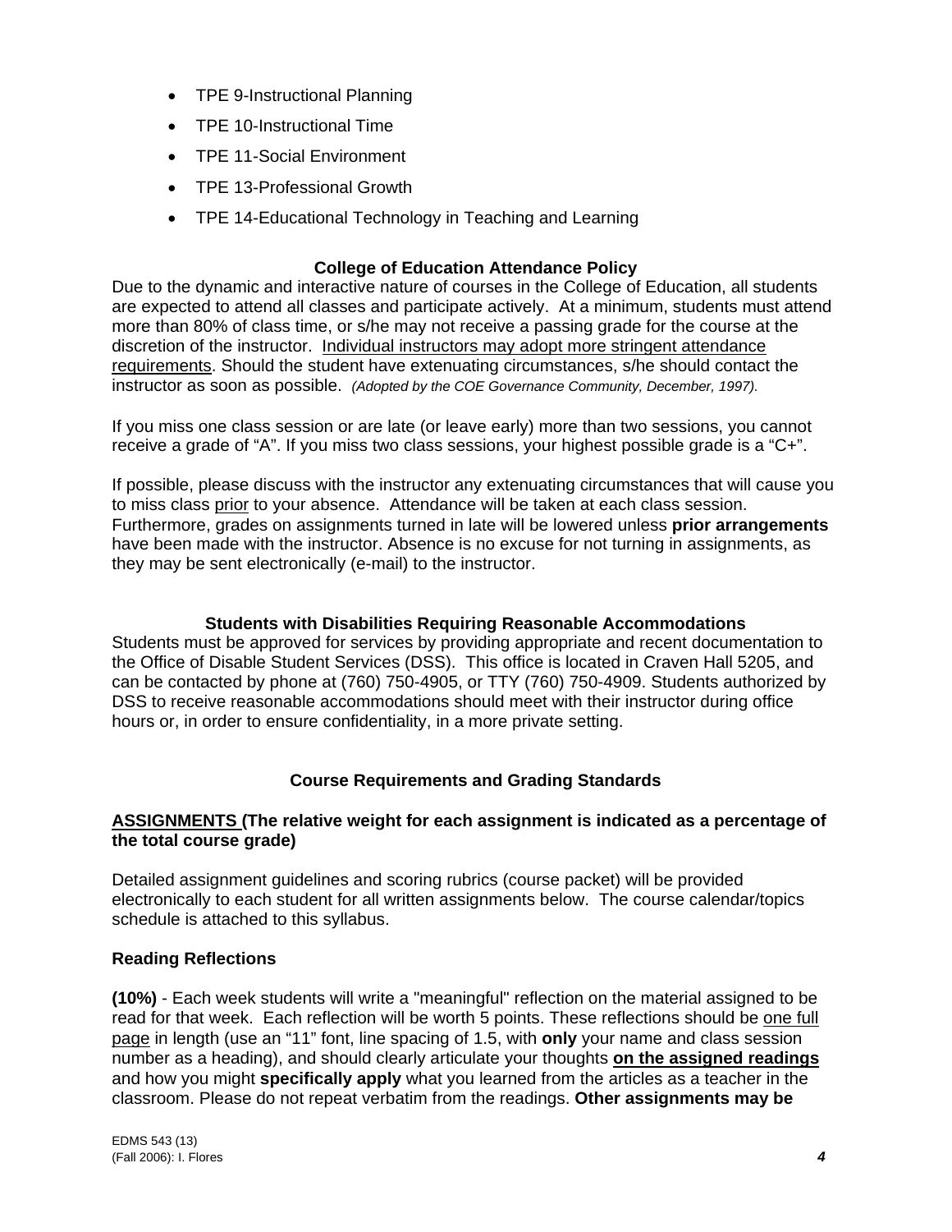- TPE 9-Instructional Planning
- TPE 10-Instructional Time
- TPE 11-Social Environment
- TPE 13-Professional Growth
- TPE 14-Educational Technology in Teaching and Learning

### College of Education Attendance Policy

Due to the dynamic and interactive nature of courses in the College of Education, all students are expected to attend all classes and participate actively. At a minimum, students must attend more than 80% of class time, or s/he may not receive a passing grade for the course at the discretion of the instructor. <u>Individual instructors may adopt more stringent attendance requirements</u>. Should the student have extenuating circumstances, s/he should contact the instructor as soon as possible. *(Adopted by the COE Governance Community, December, 1997).*

If you miss one class session or are late (or leave early) more than two sessions, you cannot receive a grade of "A". If you miss two class sessions, your highest possible grade is a "C+".

If possible, please discuss with the instructor any extenuating circumstances that will cause you to miss class <u>prior</u> to your absence. Attendance will be taken at each class session. Furthermore, grades on assignments turned in late will be lowered unless **prior arrangements** have been made with the instructor. Absence is no excuse for not turning in assignments, as they may be sent electronically (e-mail) to the instructor.

### Students with Disabilities Requiring Reasonable Accommodations

Students must be approved for services by providing appropriate and recent documentation to the Office of Disable Student Services (DSS). This office is located in Craven Hall 5205, and can be contacted by phone at (760) 750-4905, or TTY (760) 750-4909. Students authorized by DSS to receive reasonable accommodations should meet with their instructor during office hours or, in order to ensure confidentiality, in a more private setting.

## Course Requirements and Grading Standards

**<u>ASSIGNMENTS</u> (The relative weight for each assignment is indicated as a percentage of the total course grade)**

Detailed assignment guidelines and scoring rubrics (course packet) will be provided electronically to each student for all written assignments below. The course calendar/topics schedule is attached to this syllabus.

### Reading Reflections

**(10%)** - Each week students will write a "meaningful" reflection on the material assigned to be read for that week. Each reflection will be worth 5 points. These reflections should be <u>one full page</u> in length (use an "11" font, line spacing of 1.5, with **only** your name and class session number as a heading), and should clearly articulate your thoughts **<u>on the assigned readings</u>** and how you might **specifically apply** what you learned from the articles as a teacher in the classroom. Please do not repeat verbatim from the readings. **Other assignments may be**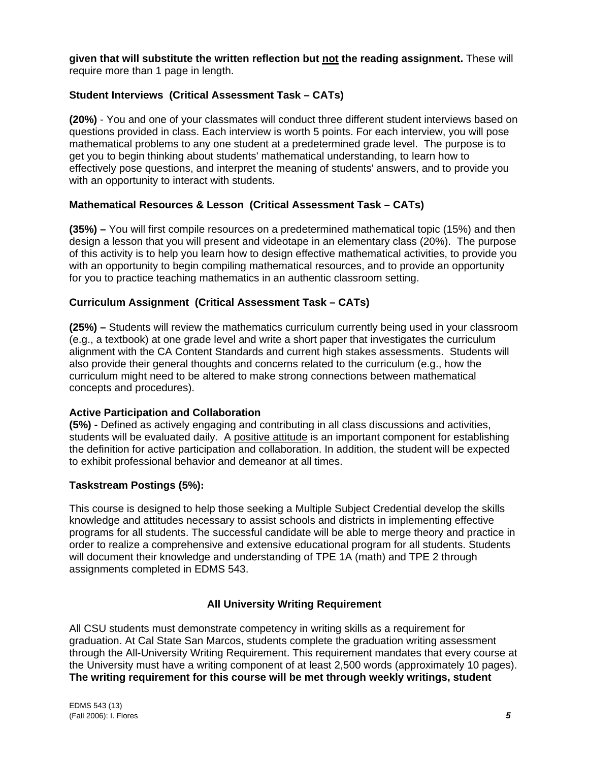**given that will substitute the written reflection but <u>not</u> the reading assignment.** These will require more than 1 page in length.

### Student Interviews (Critical Assessment Task – CATs)

**(20%)** - You and one of your classmates will conduct three different student interviews based on questions provided in class. Each interview is worth 5 points. For each interview, you will pose mathematical problems to any one student at a predetermined grade level. The purpose is to get you to begin thinking about students' mathematical understanding, to learn how to effectively pose questions, and interpret the meaning of students' answers, and to provide you with an opportunity to interact with students.

### Mathematical Resources & Lesson (Critical Assessment Task – CATs)

**(35%) –** You will first compile resources on a predetermined mathematical topic (15%) and then design a lesson that you will present and videotape in an elementary class (20%). The purpose of this activity is to help you learn how to design effective mathematical activities, to provide you with an opportunity to begin compiling mathematical resources, and to provide an opportunity for you to practice teaching mathematics in an authentic classroom setting.

### Curriculum Assignment (Critical Assessment Task – CATs)

**(25%) –** Students will review the mathematics curriculum currently being used in your classroom (e.g., a textbook) at one grade level and write a short paper that investigates the curriculum alignment with the CA Content Standards and current high stakes assessments. Students will also provide their general thoughts and concerns related to the curriculum (e.g., how the curriculum might need to be altered to make strong connections between mathematical concepts and procedures).

### Active Participation and Collaboration

**(5%) -** Defined as actively engaging and contributing in all class discussions and activities, students will be evaluated daily. A <u>positive attitude</u> is an important component for establishing the definition for active participation and collaboration. In addition, the student will be expected to exhibit professional behavior and demeanor at all times.

### Taskstream Postings (5%):

This course is designed to help those seeking a Multiple Subject Credential develop the skills knowledge and attitudes necessary to assist schools and districts in implementing effective programs for all students. The successful candidate will be able to merge theory and practice in order to realize a comprehensive and extensive educational program for all students. Students will document their knowledge and understanding of TPE 1A (math) and TPE 2 through assignments completed in EDMS 543.

## All University Writing Requirement

All CSU students must demonstrate competency in writing skills as a requirement for graduation. At Cal State San Marcos, students complete the graduation writing assessment through the All-University Writing Requirement. This requirement mandates that every course at the University must have a writing component of at least 2,500 words (approximately 10 pages). **The writing requirement for this course will be met through weekly writings, student**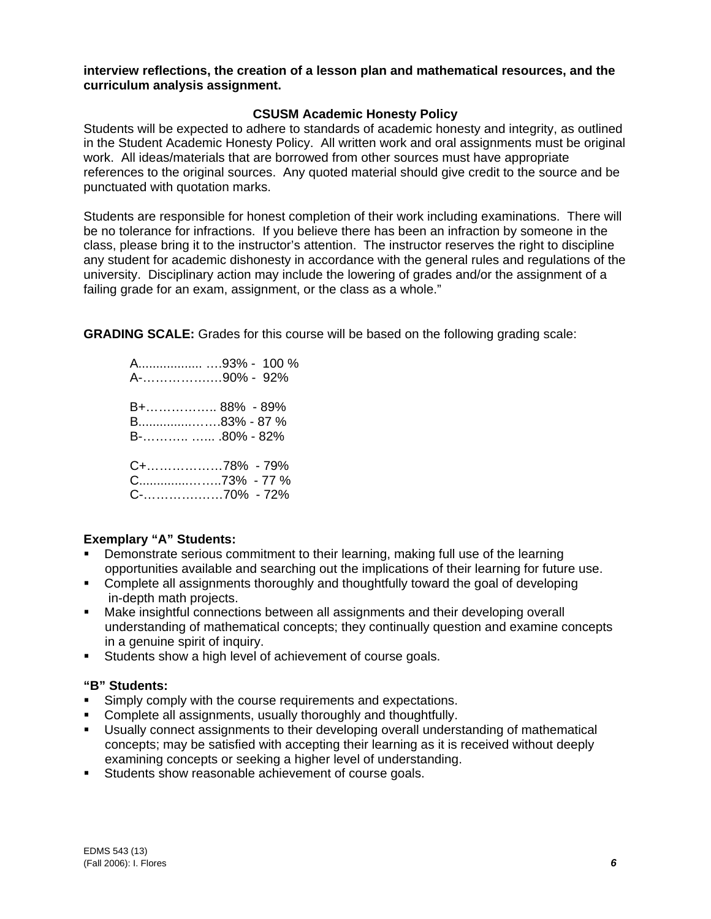**interview reflections, the creation of a lesson plan and mathematical resources, and the curriculum analysis assignment.**

### CSUSM Academic Honesty Policy

Students will be expected to adhere to standards of academic honesty and integrity, as outlined in the Student Academic Honesty Policy. All written work and oral assignments must be original work. All ideas/materials that are borrowed from other sources must have appropriate references to the original sources. Any quoted material should give credit to the source and be punctuated with quotation marks.

Students are responsible for honest completion of their work including examinations. There will be no tolerance for infractions. If you believe there has been an infraction by someone in the class, please bring it to the instructor's attention. The instructor reserves the right to discipline any student for academic dishonesty in accordance with the general rules and regulations of the university. Disciplinary action may include the lowering of grades and/or the assignment of a failing grade for an exam, assignment, or the class as a whole."

**GRADING SCALE:** Grades for this course will be based on the following grading scale:

A.................. ….93% - 100 %
A-……………….90% - 92%

B+…………….. 88% - 89%
B...............…….83% - 87 %
B-……….. …... .80% - 82%

C+………………78% - 79%
C..............……..73% - 77 %
C-………………70% - 72%

**Exemplary "A" Students:**

- Demonstrate serious commitment to their learning, making full use of the learning opportunities available and searching out the implications of their learning for future use.
- Complete all assignments thoroughly and thoughtfully toward the goal of developing in-depth math projects.
- Make insightful connections between all assignments and their developing overall understanding of mathematical concepts; they continually question and examine concepts in a genuine spirit of inquiry.
- Students show a high level of achievement of course goals.

**"B" Students:**

- Simply comply with the course requirements and expectations.
- Complete all assignments, usually thoroughly and thoughtfully.
- Usually connect assignments to their developing overall understanding of mathematical concepts; may be satisfied with accepting their learning as it is received without deeply examining concepts or seeking a higher level of understanding.
- Students show reasonable achievement of course goals.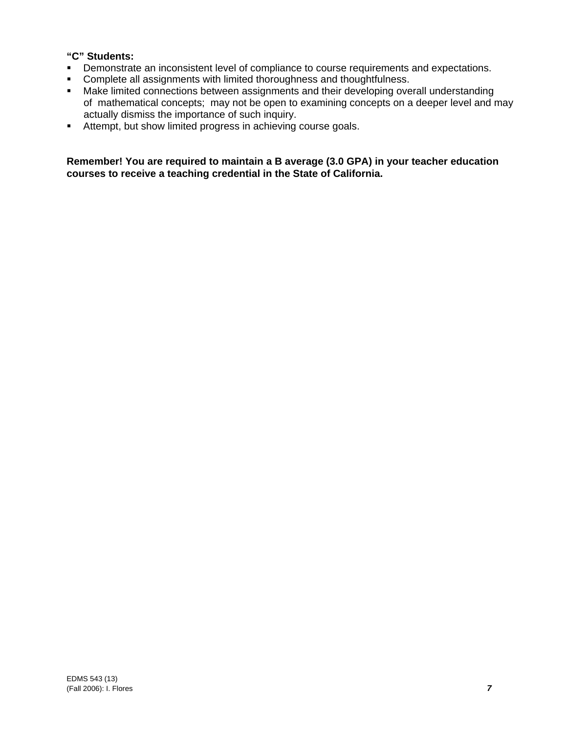**“C” Students:**

- Demonstrate an inconsistent level of compliance to course requirements and expectations.
- Complete all assignments with limited thoroughness and thoughtfulness.
- Make limited connections between assignments and their developing overall understanding of mathematical concepts; may not be open to examining concepts on a deeper level and may actually dismiss the importance of such inquiry.
- Attempt, but show limited progress in achieving course goals.

**Remember! You are required to maintain a B average (3.0 GPA) in your teacher education courses to receive a teaching credential in the State of California.**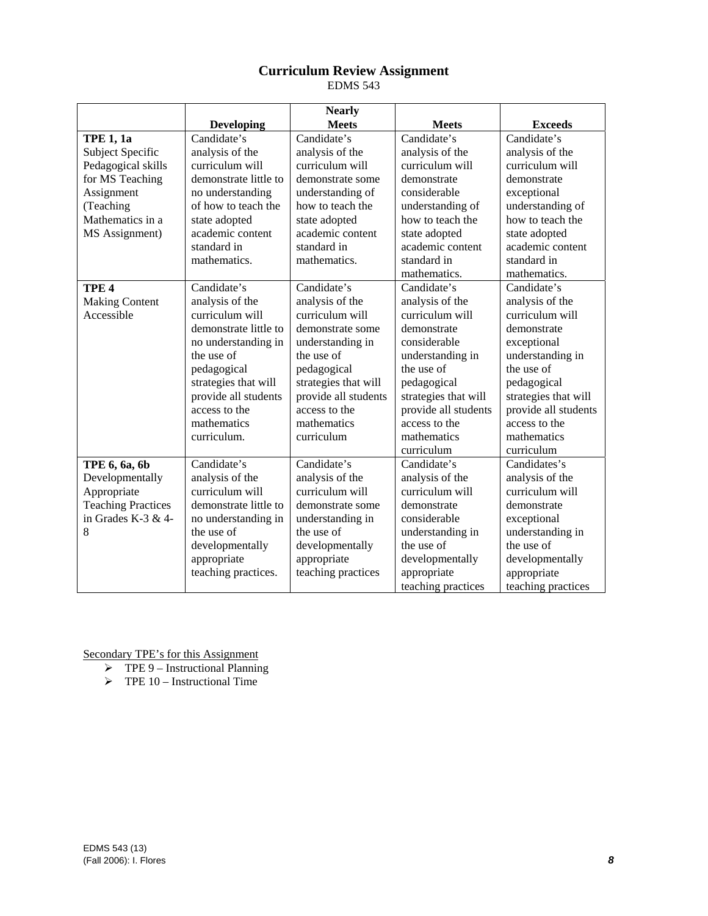# Curriculum Review Assignment

EDMS 543

| | Developing | Nearly Meets | Meets | Exceeds |
|---|---|---|---|---|
| **TPE 1, 1a** Subject Specific Pedagogical skills for MS Teaching Assignment (Teaching Mathematics in a MS Assignment) | Candidate's analysis of the curriculum will demonstrate little to no understanding of how to teach the state adopted academic content standard in mathematics. | Candidate's analysis of the curriculum will demonstrate some understanding of how to teach the state adopted academic content standard in mathematics. | Candidate's analysis of the curriculum will demonstrate considerable understanding of how to teach the state adopted academic content standard in mathematics. | Candidate's analysis of the curriculum will demonstrate exceptional understanding of how to teach the state adopted academic content standard in mathematics. |
| **TPE 4** Making Content Accessible | Candidate's analysis of the curriculum will demonstrate little to no understanding in the use of pedagogical strategies that will provide all students access to the mathematics curriculum. | Candidate's analysis of the curriculum will demonstrate some understanding in the use of pedagogical strategies that will provide all students access to the mathematics curriculum | Candidate's analysis of the curriculum will demonstrate considerable understanding in the use of pedagogical strategies that will provide all students access to the mathematics curriculum | Candidate's analysis of the curriculum will demonstrate exceptional understanding in the use of pedagogical strategies that will provide all students access to the mathematics curriculum |
| **TPE 6, 6a, 6b** Developmentally Appropriate Teaching Practices in Grades K-3 & 4-8 | Candidate's analysis of the curriculum will demonstrate little to no understanding in the use of developmentally appropriate teaching practices. | Candidate's analysis of the curriculum will demonstrate some understanding in the use of developmentally appropriate teaching practices | Candidate's analysis of the curriculum will demonstrate considerable understanding in the use of developmentally appropriate teaching practices | Candidates's analysis of the curriculum will demonstrate exceptional understanding in the use of developmentally appropriate teaching practices |

Secondary TPE's for this Assignment

- TPE 9 – Instructional Planning
- TPE 10 – Instructional Time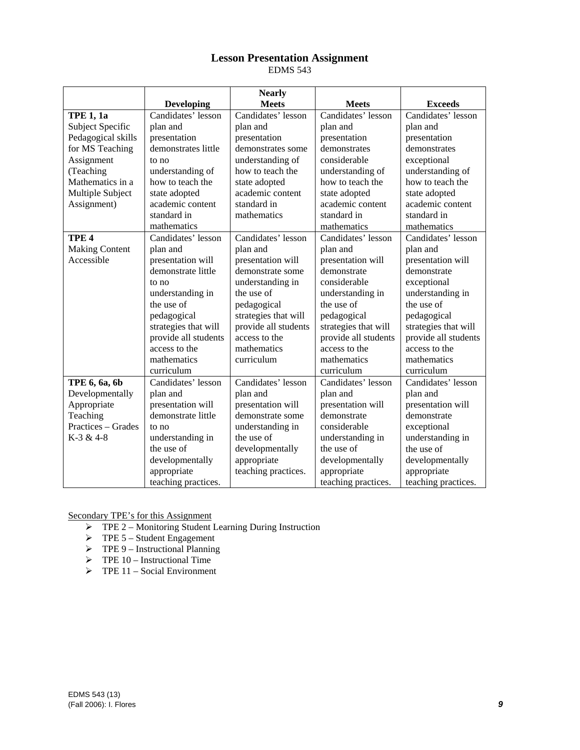## Lesson Presentation Assignment

EDMS 543

| | Developing | Nearly Meets | Meets | Exceeds |
|---|---|---|---|---|
| **TPE 1, 1a** Subject Specific Pedagogical skills for MS Teaching Assignment (Teaching Mathematics in a Multiple Subject Assignment) | Candidates' lesson plan and presentation demonstrates little to no understanding of how to teach the state adopted academic content standard in mathematics | Candidates' lesson plan and presentation demonstrates some understanding of how to teach the state adopted academic content standard in mathematics | Candidates' lesson plan and presentation demonstrates considerable understanding of how to teach the state adopted academic content standard in mathematics | Candidates' lesson plan and presentation demonstrates exceptional understanding of how to teach the state adopted academic content standard in mathematics |
| **TPE 4** Making Content Accessible | Candidates' lesson plan and presentation will demonstrate little to no understanding in the use of pedagogical strategies that will provide all students access to the mathematics curriculum | Candidates' lesson plan and presentation will demonstrate some understanding in the use of pedagogical strategies that will provide all students access to the mathematics curriculum | Candidates' lesson plan and presentation will demonstrate considerable understanding in the use of pedagogical strategies that will provide all students access to the mathematics curriculum | Candidates' lesson plan and presentation will demonstrate exceptional understanding in the use of pedagogical strategies that will provide all students access to the mathematics curriculum |
| **TPE 6, 6a, 6b** Developmentally Appropriate Teaching Practices – Grades K-3 & 4-8 | Candidates' lesson plan and presentation will demonstrate little to no understanding in the use of developmentally appropriate teaching practices. | Candidates' lesson plan and presentation will demonstrate some understanding in the use of developmentally appropriate teaching practices. | Candidates' lesson plan and presentation will demonstrate considerable understanding in the use of developmentally appropriate teaching practices. | Candidates' lesson plan and presentation will demonstrate exceptional understanding in the use of developmentally appropriate teaching practices. |

Secondary TPE's for this Assignment

- TPE 2 – Monitoring Student Learning During Instruction
- TPE 5 – Student Engagement
- TPE 9 – Instructional Planning
- TPE 10 – Instructional Time
- TPE 11 – Social Environment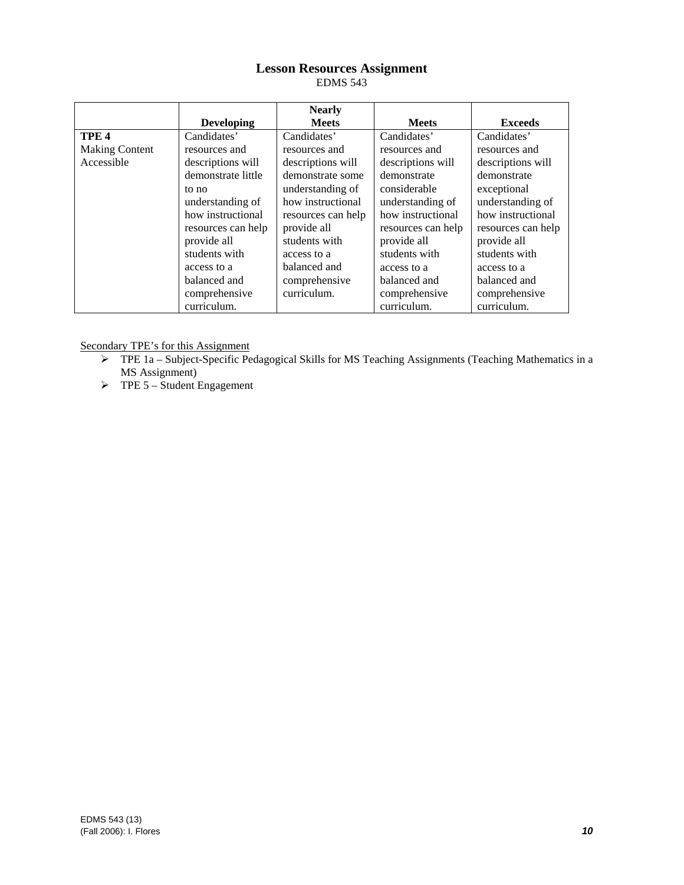## Lesson Resources Assignment

EDMS 543

| | **Developing** | **Nearly Meets** | **Meets** | **Exceeds** |
|---|---|---|---|---|
| **TPE 4** Making Content Accessible | Candidates' resources and descriptions will demonstrate little to no understanding of how instructional resources can help provide all students with access to a balanced and comprehensive curriculum. | Candidates' resources and descriptions will demonstrate some understanding of how instructional resources can help provide all students with access to a balanced and comprehensive curriculum. | Candidates' resources and descriptions will demonstrate considerable understanding of how instructional resources can help provide all students with access to a balanced and comprehensive curriculum. | Candidates' resources and descriptions will demonstrate exceptional understanding of how instructional resources can help provide all students with access to a balanced and comprehensive curriculum. |

<u>Secondary TPE's for this Assignment</u>

- TPE 1a – Subject-Specific Pedagogical Skills for MS Teaching Assignments (Teaching Mathematics in a MS Assignment)
- TPE 5 – Student Engagement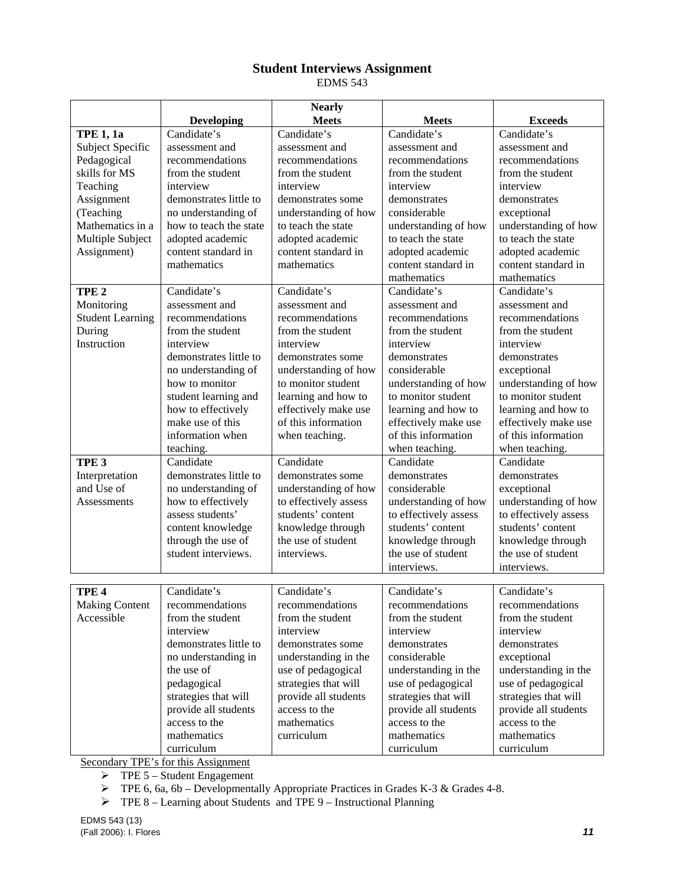# Student Interviews Assignment

EDMS 543

| | Developing | Nearly Meets | Meets | Exceeds |
|---|---|---|---|---|
| **TPE 1, 1a** Subject Specific Pedagogical skills for MS Teaching Assignment (Teaching Mathematics in a Multiple Subject Assignment) | Candidate's assessment and recommendations from the student interview demonstrates little to no understanding of how to teach the state adopted academic content standard in mathematics | Candidate's assessment and recommendations from the student interview demonstrates some understanding of how to teach the state adopted academic content standard in mathematics | Candidate's assessment and recommendations from the student interview demonstrates considerable understanding of how to teach the state adopted academic content standard in mathematics | Candidate's assessment and recommendations from the student interview demonstrates exceptional understanding of how to teach the state adopted academic content standard in mathematics |
| **TPE 2** Monitoring Student Learning During Instruction | Candidate's assessment and recommendations from the student interview demonstrates little to no understanding of how to monitor student learning and how to effectively make use of this information when teaching. | Candidate's assessment and recommendations from the student interview demonstrates some understanding of how to monitor student learning and how to effectively make use of this information when teaching. | Candidate's assessment and recommendations from the student interview demonstrates considerable understanding of how to monitor student learning and how to effectively make use of this information when teaching. | Candidate's assessment and recommendations from the student interview demonstrates exceptional understanding of how to monitor student learning and how to effectively make use of this information when teaching. |
| **TPE 3** Interpretation and Use of Assessments | Candidate demonstrates little to no understanding of how to effectively assess students' content knowledge through the use of student interviews. | Candidate demonstrates some understanding of how to effectively assess students' content knowledge through the use of student interviews. | Candidate demonstrates considerable understanding of how to effectively assess students' content knowledge through the use of student interviews. | Candidate demonstrates exceptional understanding of how to effectively assess students' content knowledge through the use of student interviews. |
| **TPE 4** Making Content Accessible | Candidate's recommendations from the student interview demonstrates little to no understanding in the use of pedagogical strategies that will provide all students access to the mathematics curriculum | Candidate's recommendations from the student interview demonstrates some understanding in the use of pedagogical strategies that will provide all students access to the mathematics curriculum | Candidate's recommendations from the student interview demonstrates considerable understanding in the use of pedagogical strategies that will provide all students access to the mathematics curriculum | Candidate's recommendations from the student interview demonstrates exceptional understanding in the use of pedagogical strategies that will provide all students access to the mathematics curriculum |

Secondary TPE's for this Assignment

- TPE 5 – Student Engagement
- TPE 6, 6a, 6b – Developmentally Appropriate Practices in Grades K-3 & Grades 4-8.
- TPE 8 – Learning about Students and TPE 9 – Instructional Planning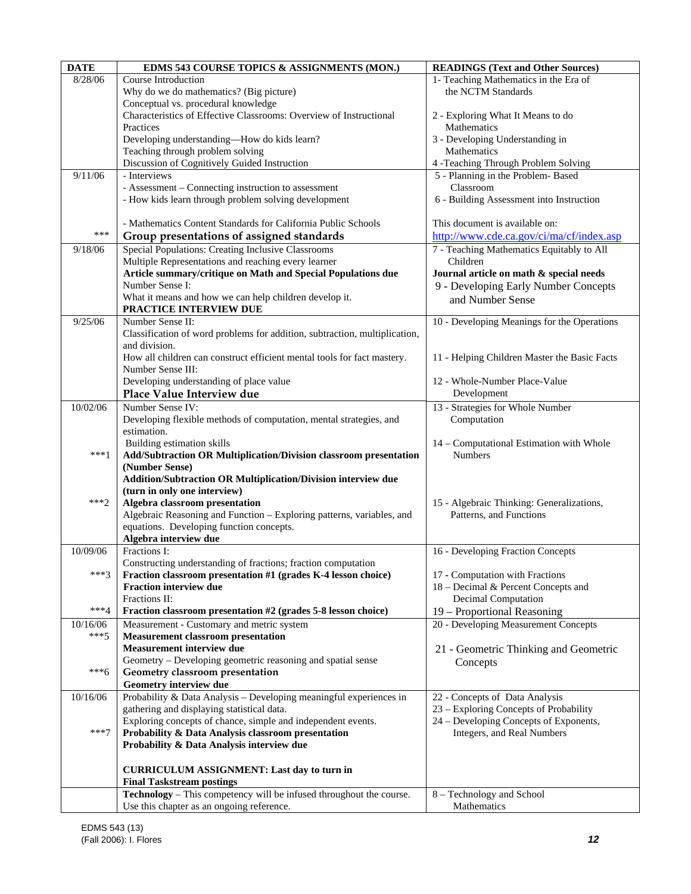| DATE | EDMS 543 COURSE TOPICS & ASSIGNMENTS (MON.) | READINGS (Text and Other Sources) |
|---|---|---|
| 8/28/06 | Course Introduction<br>Why do we do mathematics? (Big picture)<br>Conceptual vs. procedural knowledge<br>Characteristics of Effective Classrooms: Overview of Instructional Practices<br>Developing understanding—How do kids learn?<br>Teaching through problem solving<br>Discussion of Cognitively Guided Instruction | 1- Teaching Mathematics in the Era of the NCTM Standards<br><br>2 - Exploring What It Means to do Mathematics<br>3 - Developing Understanding in Mathematics<br>4 -Teaching Through Problem Solving |
| 9/11/06<br><br><br><br>*** | - Interviews<br>- Assessment – Connecting instruction to assessment<br>- How kids learn through problem solving development<br><br>- Mathematics Content Standards for California Public Schools<br>**Group presentations of assigned standards** | 5 - Planning in the Problem- Based Classroom<br>6 - Building Assessment into Instruction<br><br>This document is available on:<br>http://www.cde.ca.gov/ci/ma/cf/index.asp |
| 9/18/06 | Special Populations: Creating Inclusive Classrooms<br>Multiple Representations and reaching every learner<br>**Article summary/critique on Math and Special Populations due**<br>Number Sense I:<br>What it means and how we can help children develop it.<br>**PRACTICE INTERVIEW DUE** | 7 - Teaching Mathematics Equitably to All Children<br>**Journal article on math & special needs**<br>9 - Developing Early Number Concepts and Number Sense |
| 9/25/06 | Number Sense II:<br>Classification of word problems for addition, subtraction, multiplication, and division.<br>How all children can construct efficient mental tools for fact mastery.<br>Number Sense III:<br>Developing understanding of place value<br>**Place Value Interview due** | 10 - Developing Meanings for the Operations<br><br><br>11 - Helping Children Master the Basic Facts<br><br>12 - Whole-Number Place-Value Development |
| 10/02/06<br><br><br><br>***1<br><br><br><br>***2 | Number Sense IV:<br>Developing flexible methods of computation, mental strategies, and estimation.<br>Building estimation skills<br>**Add/Subtraction OR Multiplication/Division classroom presentation (Number Sense)**<br>**Addition/Subtraction OR Multiplication/Division interview due (turn in only one interview)**<br>**Algebra classroom presentation**<br>Algebraic Reasoning and Function – Exploring patterns, variables, and equations. Developing function concepts.<br>**Algebra interview due** | 13 - Strategies for Whole Number Computation<br><br>14 – Computational Estimation with Whole Numbers<br><br><br><br>15 - Algebraic Thinking: Generalizations, Patterns, and Functions |
| 10/09/06<br><br>***3<br><br><br>***4 | Fractions I:<br>Constructing understanding of fractions; fraction computation<br>**Fraction classroom presentation #1 (grades K-4 lesson choice)**<br>**Fraction interview due**<br>Fractions II:<br>**Fraction classroom presentation #2 (grades 5-8 lesson choice)** | 16 - Developing Fraction Concepts<br><br>17 - Computation with Fractions<br>18 – Decimal & Percent Concepts and Decimal Computation<br>19 – Proportional Reasoning |
| 10/16/06<br>***5<br><br><br>***6 | Measurement - Customary and metric system<br>**Measurement classroom presentation**<br>**Measurement interview due**<br>Geometry – Developing geometric reasoning and spatial sense<br>**Geometry classroom presentation**<br>**Geometry interview due** | 20 - Developing Measurement Concepts<br><br>21 - Geometric Thinking and Geometric Concepts |
| 10/16/06<br><br><br>***7 | Probability & Data Analysis – Developing meaningful experiences in gathering and displaying statistical data.<br>Exploring concepts of chance, simple and independent events.<br>**Probability & Data Analysis classroom presentation**<br>**Probability & Data Analysis interview due**<br><br>**CURRICULUM ASSIGNMENT: Last day to turn in**<br>**Final Taskstream postings** | 22 - Concepts of Data Analysis<br>23 – Exploring Concepts of Probability<br>24 – Developing Concepts of Exponents, Integers, and Real Numbers |
| | **Technology** – This competency will be infused throughout the course. Use this chapter as an ongoing reference. | 8 – Technology and School Mathematics |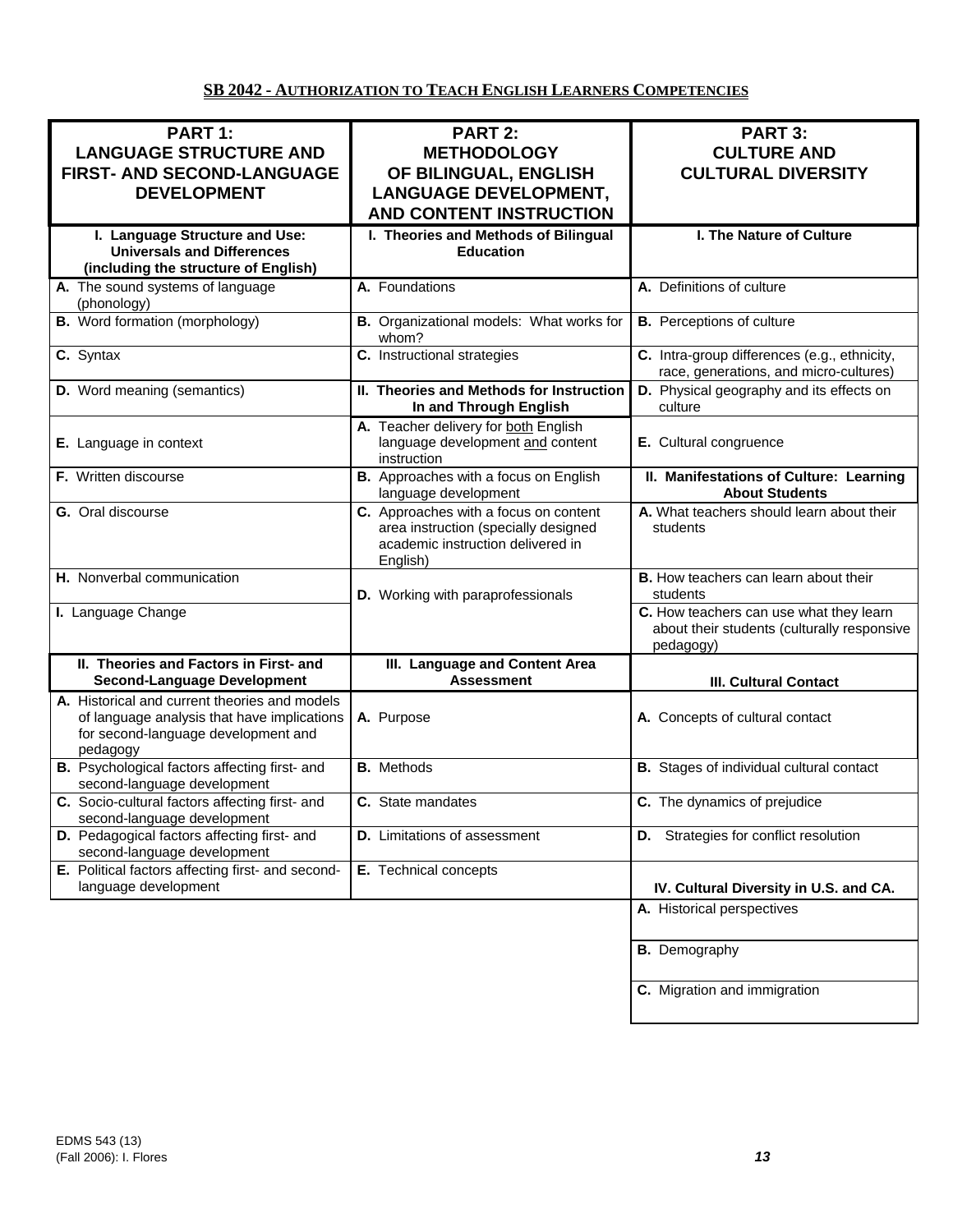## SB 2042 - AUTHORIZATION TO TEACH ENGLISH LEARNERS COMPETENCIES

| PART 1: LANGUAGE STRUCTURE AND FIRST- AND SECOND-LANGUAGE DEVELOPMENT | PART 2: METHODOLOGY OF BILINGUAL, ENGLISH LANGUAGE DEVELOPMENT, AND CONTENT INSTRUCTION | PART 3: CULTURE AND CULTURAL DIVERSITY |
|---|---|---|
| **I. Language Structure and Use: Universals and Differences (including the structure of English)** | **I. Theories and Methods of Bilingual Education** | **I. The Nature of Culture** |
| **A.** The sound systems of language (phonology) | **A.** Foundations | **A.** Definitions of culture |
| **B.** Word formation (morphology) | **B.** Organizational models: What works for whom? | **B.** Perceptions of culture |
| **C.** Syntax | **C.** Instructional strategies | **C.** Intra-group differences (e.g., ethnicity, race, generations, and micro-cultures) |
| **D.** Word meaning (semantics) | **II. Theories and Methods for Instruction In and Through English** | **D.** Physical geography and its effects on culture |
| **E.** Language in context | **A.** Teacher delivery for both English language development and content instruction | **E.** Cultural congruence |
| **F.** Written discourse | **B.** Approaches with a focus on English language development | **II. Manifestations of Culture: Learning About Students** |
| **G.** Oral discourse | **C.** Approaches with a focus on content area instruction (specially designed academic instruction delivered in English) | **A.** What teachers should learn about their students |
| **H.** Nonverbal communication | **D.** Working with paraprofessionals | **B.** How teachers can learn about their students |
| **I.** Language Change | | **C.** How teachers can use what they learn about their students (culturally responsive pedagogy) |
| **II. Theories and Factors in First- and Second-Language Development** | **III. Language and Content Area Assessment** | **III. Cultural Contact** |
| **A.** Historical and current theories and models of language analysis that have implications for second-language development and pedagogy | **A.** Purpose | **A.** Concepts of cultural contact |
| **B.** Psychological factors affecting first- and second-language development | **B.** Methods | **B.** Stages of individual cultural contact |
| **C.** Socio-cultural factors affecting first- and second-language development | **C.** State mandates | **C.** The dynamics of prejudice |
| **D.** Pedagogical factors affecting first- and second-language development | **D.** Limitations of assessment | **D.** Strategies for conflict resolution |
| **E.** Political factors affecting first- and second-language development | **E.** Technical concepts | **IV. Cultural Diversity in U.S. and CA.** |
| | | **A.** Historical perspectives |
| | | **B.** Demography |
| | | **C.** Migration and immigration |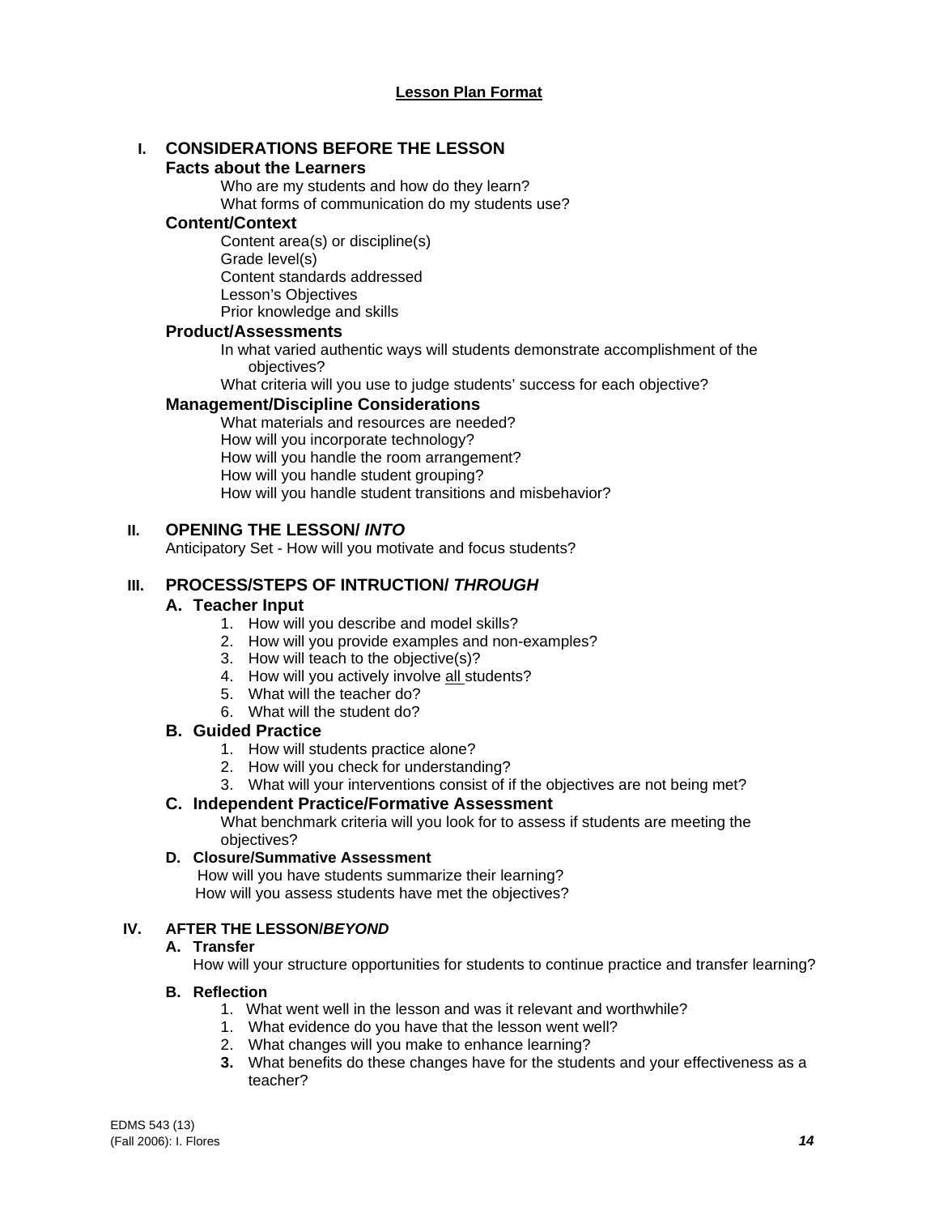**Lesson Plan Format**

## I. CONSIDERATIONS BEFORE THE LESSON

### Facts about the Learners

Who are my students and how do they learn?
What forms of communication do my students use?

### Content/Context

Content area(s) or discipline(s)
Grade level(s)
Content standards addressed
Lesson's Objectives
Prior knowledge and skills

### Product/Assessments

In what varied authentic ways will students demonstrate accomplishment of the objectives?
What criteria will you use to judge students' success for each objective?

### Management/Discipline Considerations

What materials and resources are needed?
How will you incorporate technology?
How will you handle the room arrangement?
How will you handle student grouping?
How will you handle student transitions and misbehavior?

## II. OPENING THE LESSON/ *INTO*

Anticipatory Set - How will you motivate and focus students?

## III. PROCESS/STEPS OF INTRUCTION/ *THROUGH*

### A. Teacher Input

1. How will you describe and model skills?
2. How will you provide examples and non-examples?
3. How will teach to the objective(s)?
4. How will you actively involve <u>all</u> students?
5. What will the teacher do?
6. What will the student do?

### B. Guided Practice

1. How will students practice alone?
2. How will you check for understanding?
3. What will your interventions consist of if the objectives are not being met?

### C. Independent Practice/Formative Assessment

What benchmark criteria will you look for to assess if students are meeting the objectives?

### D. Closure/Summative Assessment

How will you have students summarize their learning?
How will you assess students have met the objectives?

## IV. AFTER THE LESSON/*BEYOND*

### A. Transfer

How will your structure opportunities for students to continue practice and transfer learning?

### B. Reflection

1. What went well in the lesson and was it relevant and worthwhile?
1. What evidence do you have that the lesson went well?
2. What changes will you make to enhance learning?
3. What benefits do these changes have for the students and your effectiveness as a teacher?

EDMS 543 (13)
(Fall 2006): I. Flores